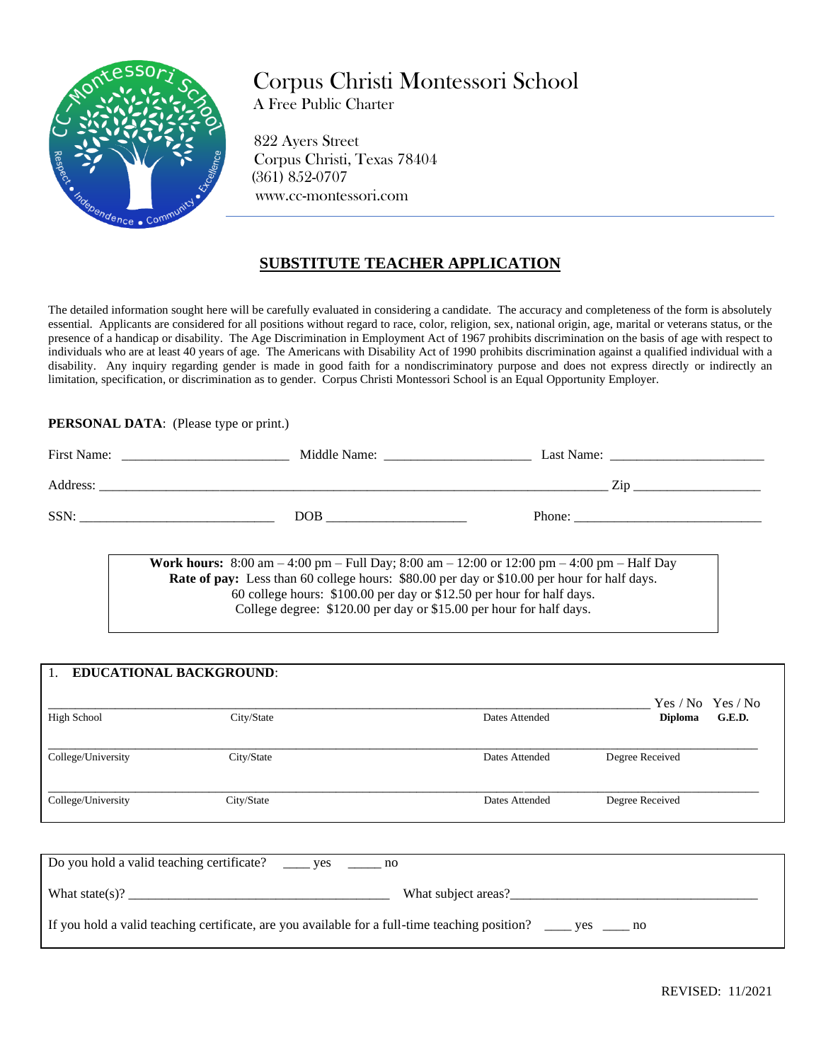# Corpus Christi Montessori School

A Free Public Charter

822 Ayers Street
Corpus Christi, Texas 78404
(361) 852-0707
www.cc-montessori.com

## SUBSTITUTE TEACHER APPLICATION

The detailed information sought here will be carefully evaluated in considering a candidate. The accuracy and completeness of the form is absolutely essential. Applicants are considered for all positions without regard to race, color, religion, sex, national origin, age, marital or veterans status, or the presence of a handicap or disability. The Age Discrimination in Employment Act of 1967 prohibits discrimination on the basis of age with respect to individuals who are at least 40 years of age. The Americans with Disability Act of 1990 prohibits discrimination against a qualified individual with a disability. Any inquiry regarding gender is made in good faith for a nondiscriminatory purpose and does not express directly or indirectly an limitation, specification, or discrimination as to gender. Corpus Christi Montessori School is an Equal Opportunity Employer.

**PERSONAL DATA**: (Please type or print.)

First Name: ________________________ Middle Name: _____________________ Last Name: ______________________

Address: ________________________________________________________________________ Zip __________________

SSN: ____________________________ DOB ____________________ Phone: ____________________________

**Work hours:** 8:00 am – 4:00 pm – Full Day; 8:00 am – 12:00 or 12:00 pm – 4:00 pm – Half Day
**Rate of pay:** Less than 60 college hours: $80.00 per day or $10.00 per hour for half days.
60 college hours: $100.00 per day or $12.50 per hour for half days.
College degree: $120.00 per day or $15.00 per hour for half days.

1. **EDUCATIONAL BACKGROUND**:

| High School | City/State | Dates Attended | Yes / No **Diploma** | Yes / No **G.E.D.** |
|---|---|---|---|---|
| | | | | |

| College/University | City/State | Dates Attended | Degree Received |
|---|---|---|---|
| | | | |
| | | | |

Do you hold a valid teaching certificate? ____ yes _____ no

What state(s)? ______________________________________ What subject areas?____________________________________

If you hold a valid teaching certificate, are you available for a full-time teaching position? ____ yes ____ no

REVISED: 11/2021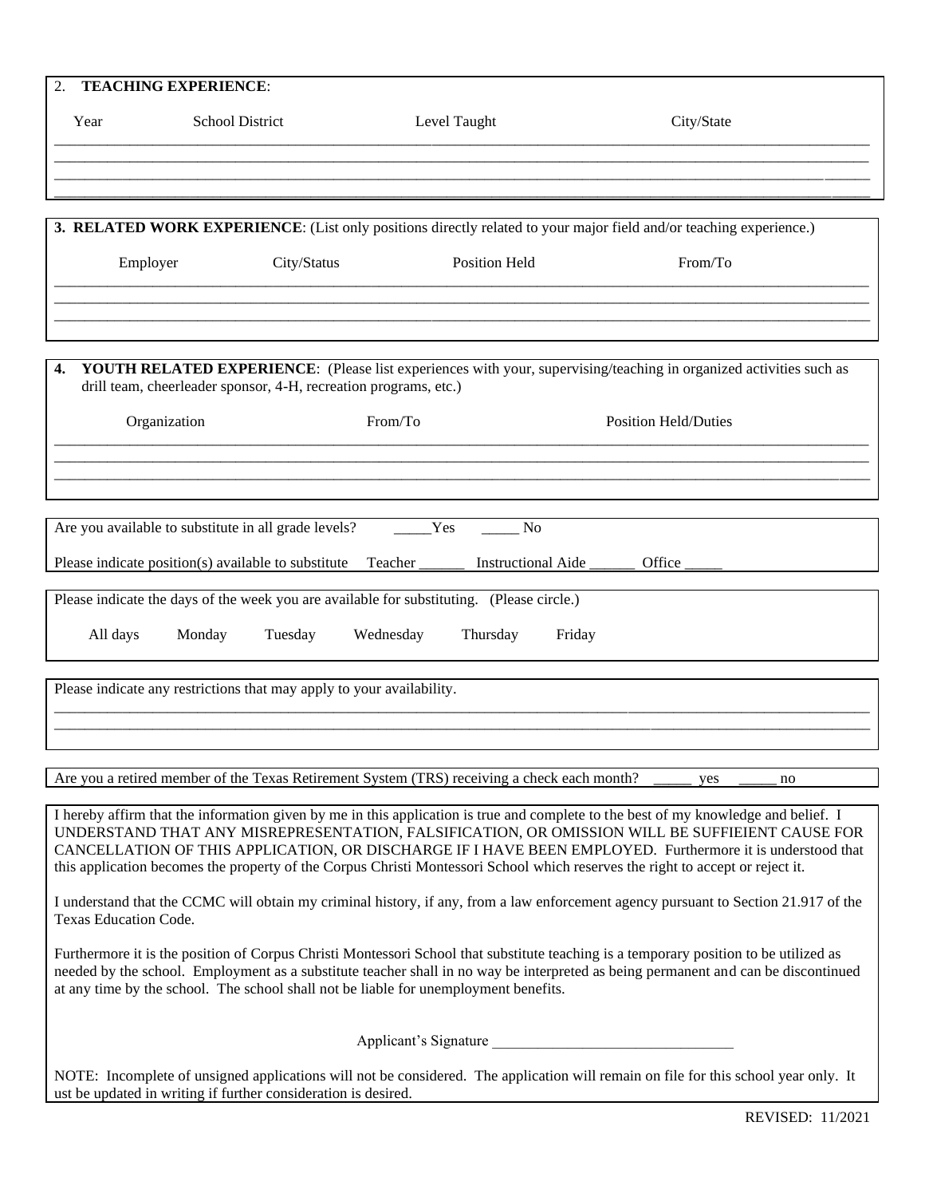2. **TEACHING EXPERIENCE**:

| Year | School District | Level Taught | City/State |
|---|---|---|---|
| | | | |
| | | | |
| | | | |
| | | | |

**3. RELATED WORK EXPERIENCE**: (List only positions directly related to your major field and/or teaching experience.)

| Employer | City/Status | Position Held | From/To |
|---|---|---|---|
| | | | |
| | | | |
| | | | |

**4. YOUTH RELATED EXPERIENCE**: (Please list experiences with your, supervising/teaching in organized activities such as drill team, cheerleader sponsor, 4-H, recreation programs, etc.)

| Organization | From/To | Position Held/Duties |
|---|---|---|
| | | |
| | | |
| | | |

Are you available to substitute in all grade levels? _____Yes _____ No

Please indicate position(s) available to substitute Teacher ______ Instructional Aide ______ Office _____

Please indicate the days of the week you are available for substituting. (Please circle.)

All days Monday Tuesday Wednesday Thursday Friday

Please indicate any restrictions that may apply to your availability.

____________________________________________________________________________________________________

____________________________________________________________________________________________________

Are you a retired member of the Texas Retirement System (TRS) receiving a check each month? _____ yes _____ no

I hereby affirm that the information given by me in this application is true and complete to the best of my knowledge and belief. I UNDERSTAND THAT ANY MISREPRESENTATION, FALSIFICATION, OR OMISSION WILL BE SUFFIEIENT CAUSE FOR CANCELLATION OF THIS APPLICATION, OR DISCHARGE IF I HAVE BEEN EMPLOYED. Furthermore it is understood that this application becomes the property of the Corpus Christi Montessori School which reserves the right to accept or reject it.

I understand that the CCMC will obtain my criminal history, if any, from a law enforcement agency pursuant to Section 21.917 of the Texas Education Code.

Furthermore it is the position of Corpus Christi Montessori School that substitute teaching is a temporary position to be utilized as needed by the school. Employment as a substitute teacher shall in no way be interpreted as being permanent and can be discontinued at any time by the school. The school shall not be liable for unemployment benefits.

Applicant's Signature ________________________________

NOTE: Incomplete of unsigned applications will not be considered. The application will remain on file for this school year only. It ust be updated in writing if further consideration is desired.

REVISED: 11/2021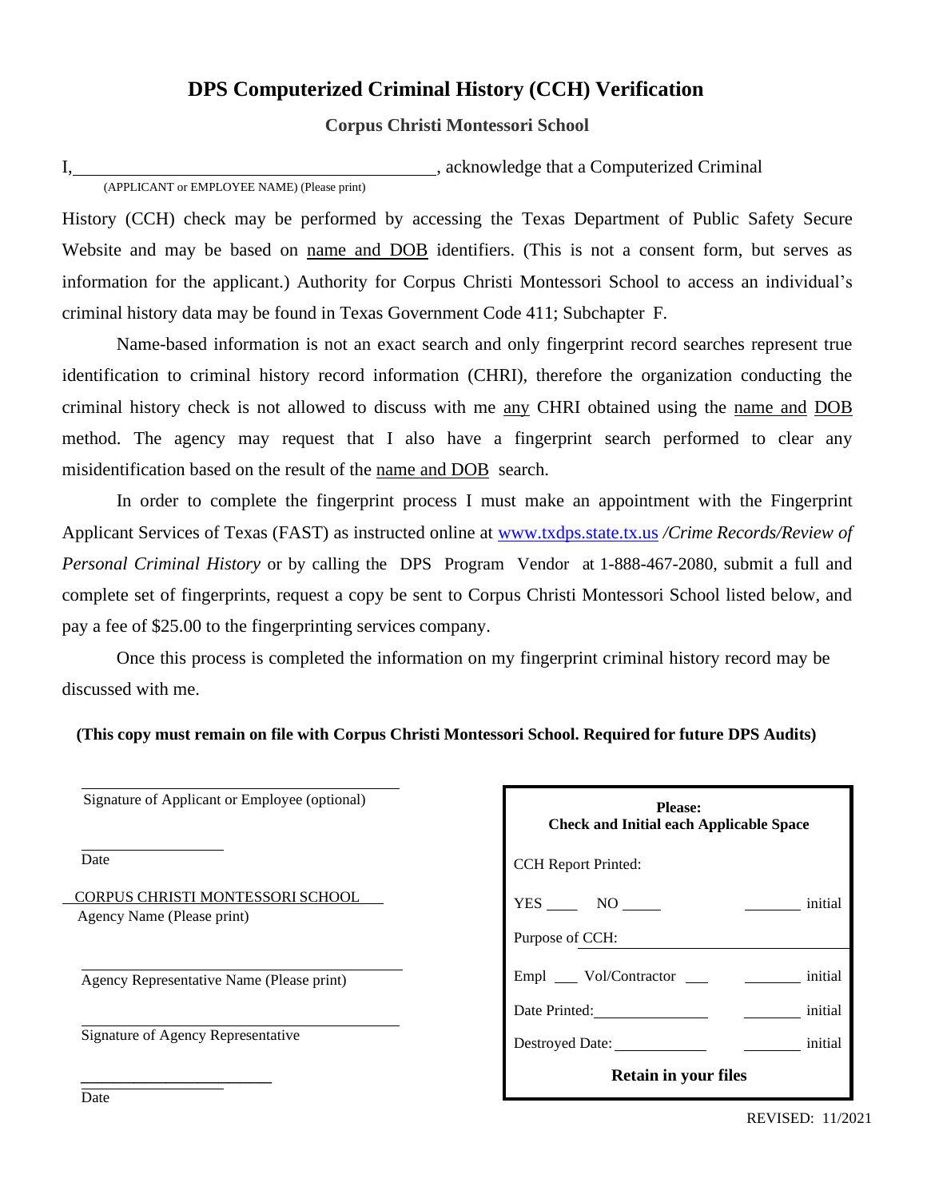# DPS Computerized Criminal History (CCH) Verification

**Corpus Christi Montessori School**

I,\_\_\_\_\_\_\_\_\_\_\_\_\_\_\_\_\_\_\_\_\_\_\_\_\_\_\_\_\_\_\_\_\_\_\_\_\_\_\_\_, acknowledge that a Computerized Criminal
(APPLICANT or EMPLOYEE NAME) (Please print)

History (CCH) check may be performed by accessing the Texas Department of Public Safety Secure Website and may be based on name and DOB identifiers. (This is not a consent form, but serves as information for the applicant.) Authority for Corpus Christi Montessori School to access an individual's criminal history data may be found in Texas Government Code 411; Subchapter F.

Name-based information is not an exact search and only fingerprint record searches represent true identification to criminal history record information (CHRI), therefore the organization conducting the criminal history check is not allowed to discuss with me any CHRI obtained using the name and DOB method. The agency may request that I also have a fingerprint search performed to clear any misidentification based on the result of the name and DOB search.

In order to complete the fingerprint process I must make an appointment with the Fingerprint Applicant Services of Texas (FAST) as instructed online at www.txdps.state.tx.us */Crime Records/Review of Personal Criminal History* or by calling the DPS Program Vendor at 1-888-467-2080, submit a full and complete set of fingerprints, request a copy be sent to Corpus Christi Montessori School listed below, and pay a fee of $25.00 to the fingerprinting services company.

Once this process is completed the information on my fingerprint criminal history record may be discussed with me.

**(This copy must remain on file with Corpus Christi Montessori School. Required for future DPS Audits)**

\_\_\_\_\_\_\_\_\_\_\_\_\_\_\_\_\_\_\_\_\_\_\_\_\_\_\_\_\_\_\_\_\_\_\_\_
Signature of Applicant or Employee (optional)

\_\_\_\_\_\_\_\_\_\_\_\_\_\_\_\_
Date

CORPUS CHRISTI MONTESSORI SCHOOL
Agency Name (Please print)

\_\_\_\_\_\_\_\_\_\_\_\_\_\_\_\_\_\_\_\_\_\_\_\_\_\_\_\_\_\_\_\_\_\_\_\_
Agency Representative Name (Please print)

\_\_\_\_\_\_\_\_\_\_\_\_\_\_\_\_\_\_\_\_\_\_\_\_\_\_\_\_\_\_\_\_\_\_\_\_
Signature of Agency Representative

\_\_\_\_\_\_\_\_\_\_\_\_\_\_\_\_
Date

**Please:**
**Check and Initial each Applicable Space**

CCH Report Printed:

YES \_\_\_\_ NO \_\_\_\_ \_\_\_\_\_\_ initial

Purpose of CCH:

Empl \_\_\_ Vol/Contractor \_\_\_ \_\_\_\_\_\_ initial

Date Printed: \_\_\_\_\_\_\_\_\_\_\_\_ \_\_\_\_\_\_ initial

Destroyed Date: \_\_\_\_\_\_\_\_\_\_\_\_ \_\_\_\_\_\_ initial

**Retain in your files**

REVISED: 11/2021